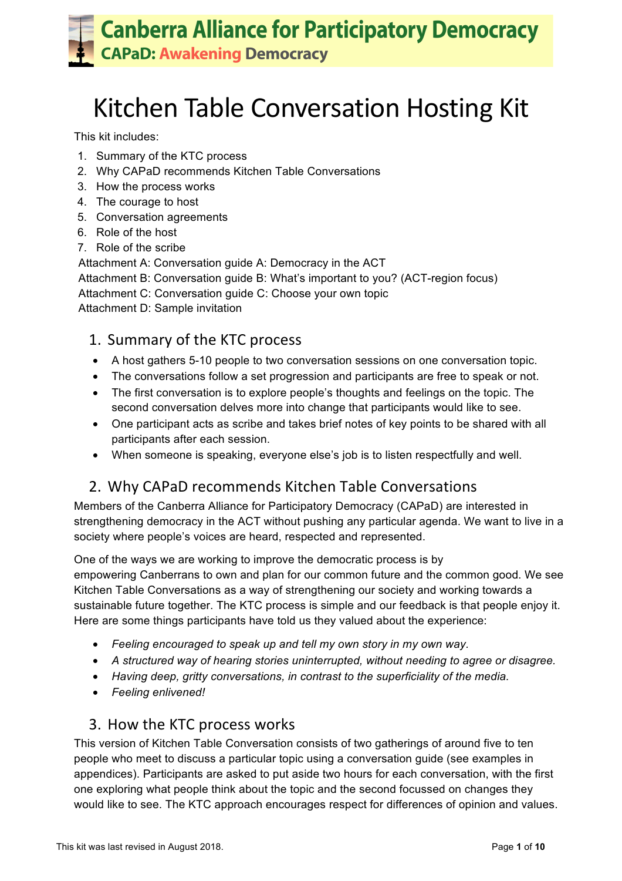# Canberra Alliance for Participatory Democracy

**CAPaD: Awakening Democracy**

# Kitchen Table Conversation Hosting Kit

This kit includes:

1. Summary of the KTC process
2. Why CAPaD recommends Kitchen Table Conversations
3. How the process works
4. The courage to host
5. Conversation agreements
6. Role of the host
7. Role of the scribe

Attachment A: Conversation guide A: Democracy in the ACT
Attachment B: Conversation guide B: What's important to you? (ACT-region focus)
Attachment C: Conversation guide C: Choose your own topic
Attachment D: Sample invitation

## 1. Summary of the KTC process

- A host gathers 5-10 people to two conversation sessions on one conversation topic.
- The conversations follow a set progression and participants are free to speak or not.
- The first conversation is to explore people's thoughts and feelings on the topic. The second conversation delves more into change that participants would like to see.
- One participant acts as scribe and takes brief notes of key points to be shared with all participants after each session.
- When someone is speaking, everyone else's job is to listen respectfully and well.

## 2. Why CAPaD recommends Kitchen Table Conversations

Members of the Canberra Alliance for Participatory Democracy (CAPaD) are interested in strengthening democracy in the ACT without pushing any particular agenda. We want to live in a society where people's voices are heard, respected and represented.

One of the ways we are working to improve the democratic process is by empowering Canberrans to own and plan for our common future and the common good. We see Kitchen Table Conversations as a way of strengthening our society and working towards a sustainable future together. The KTC process is simple and our feedback is that people enjoy it. Here are some things participants have told us they valued about the experience:

- *Feeling encouraged to speak up and tell my own story in my own way.*
- *A structured way of hearing stories uninterrupted, without needing to agree or disagree.*
- *Having deep, gritty conversations, in contrast to the superficiality of the media.*
- *Feeling enlivened!*

## 3. How the KTC process works

This version of Kitchen Table Conversation consists of two gatherings of around five to ten people who meet to discuss a particular topic using a conversation guide (see examples in appendices). Participants are asked to put aside two hours for each conversation, with the first one exploring what people think about the topic and the second focussed on changes they would like to see. The KTC approach encourages respect for differences of opinion and values.

This kit was last revised in August 2018.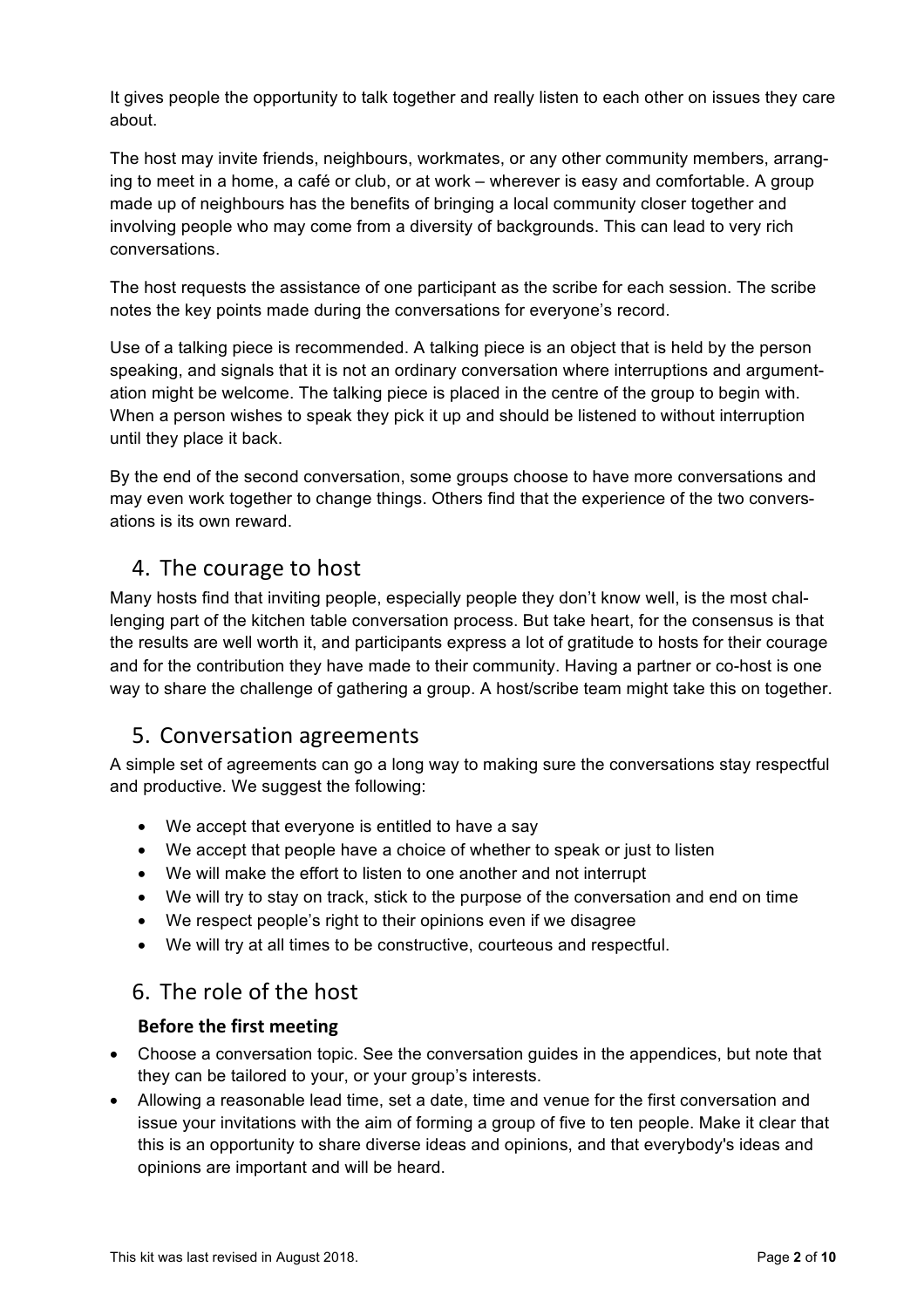It gives people the opportunity to talk together and really listen to each other on issues they care about.

The host may invite friends, neighbours, workmates, or any other community members, arranging to meet in a home, a café or club, or at work – wherever is easy and comfortable. A group made up of neighbours has the benefits of bringing a local community closer together and involving people who may come from a diversity of backgrounds. This can lead to very rich conversations.

The host requests the assistance of one participant as the scribe for each session. The scribe notes the key points made during the conversations for everyone's record.

Use of a talking piece is recommended. A talking piece is an object that is held by the person speaking, and signals that it is not an ordinary conversation where interruptions and argumentation might be welcome. The talking piece is placed in the centre of the group to begin with. When a person wishes to speak they pick it up and should be listened to without interruption until they place it back.

By the end of the second conversation, some groups choose to have more conversations and may even work together to change things. Others find that the experience of the two conversations is its own reward.

## 4. The courage to host

Many hosts find that inviting people, especially people they don't know well, is the most challenging part of the kitchen table conversation process. But take heart, for the consensus is that the results are well worth it, and participants express a lot of gratitude to hosts for their courage and for the contribution they have made to their community. Having a partner or co-host is one way to share the challenge of gathering a group. A host/scribe team might take this on together.

## 5. Conversation agreements

A simple set of agreements can go a long way to making sure the conversations stay respectful and productive. We suggest the following:

- We accept that everyone is entitled to have a say
- We accept that people have a choice of whether to speak or just to listen
- We will make the effort to listen to one another and not interrupt
- We will try to stay on track, stick to the purpose of the conversation and end on time
- We respect people's right to their opinions even if we disagree
- We will try at all times to be constructive, courteous and respectful.

## 6. The role of the host

### Before the first meeting

- Choose a conversation topic. See the conversation guides in the appendices, but note that they can be tailored to your, or your group's interests.
- Allowing a reasonable lead time, set a date, time and venue for the first conversation and issue your invitations with the aim of forming a group of five to ten people. Make it clear that this is an opportunity to share diverse ideas and opinions, and that everybody's ideas and opinions are important and will be heard.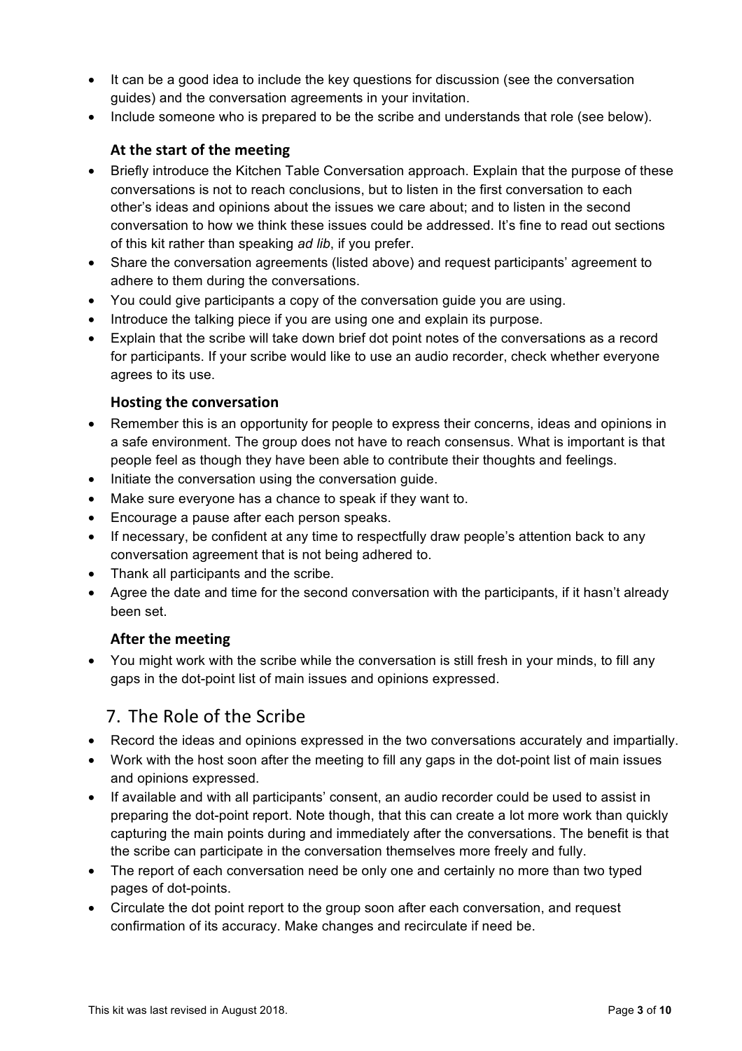- It can be a good idea to include the key questions for discussion (see the conversation guides) and the conversation agreements in your invitation.
- Include someone who is prepared to be the scribe and understands that role (see below).

### At the start of the meeting

- Briefly introduce the Kitchen Table Conversation approach. Explain that the purpose of these conversations is not to reach conclusions, but to listen in the first conversation to each other's ideas and opinions about the issues we care about; and to listen in the second conversation to how we think these issues could be addressed. It's fine to read out sections of this kit rather than speaking *ad lib*, if you prefer.
- Share the conversation agreements (listed above) and request participants' agreement to adhere to them during the conversations.
- You could give participants a copy of the conversation guide you are using.
- Introduce the talking piece if you are using one and explain its purpose.
- Explain that the scribe will take down brief dot point notes of the conversations as a record for participants. If your scribe would like to use an audio recorder, check whether everyone agrees to its use.

### Hosting the conversation

- Remember this is an opportunity for people to express their concerns, ideas and opinions in a safe environment. The group does not have to reach consensus. What is important is that people feel as though they have been able to contribute their thoughts and feelings.
- Initiate the conversation using the conversation guide.
- Make sure everyone has a chance to speak if they want to.
- Encourage a pause after each person speaks.
- If necessary, be confident at any time to respectfully draw people's attention back to any conversation agreement that is not being adhered to.
- Thank all participants and the scribe.
- Agree the date and time for the second conversation with the participants, if it hasn't already been set.

### After the meeting

- You might work with the scribe while the conversation is still fresh in your minds, to fill any gaps in the dot-point list of main issues and opinions expressed.

## 7. The Role of the Scribe

- Record the ideas and opinions expressed in the two conversations accurately and impartially.
- Work with the host soon after the meeting to fill any gaps in the dot-point list of main issues and opinions expressed.
- If available and with all participants' consent, an audio recorder could be used to assist in preparing the dot-point report. Note though, that this can create a lot more work than quickly capturing the main points during and immediately after the conversations. The benefit is that the scribe can participate in the conversation themselves more freely and fully.
- The report of each conversation need be only one and certainly no more than two typed pages of dot-points.
- Circulate the dot point report to the group soon after each conversation, and request confirmation of its accuracy. Make changes and recirculate if need be.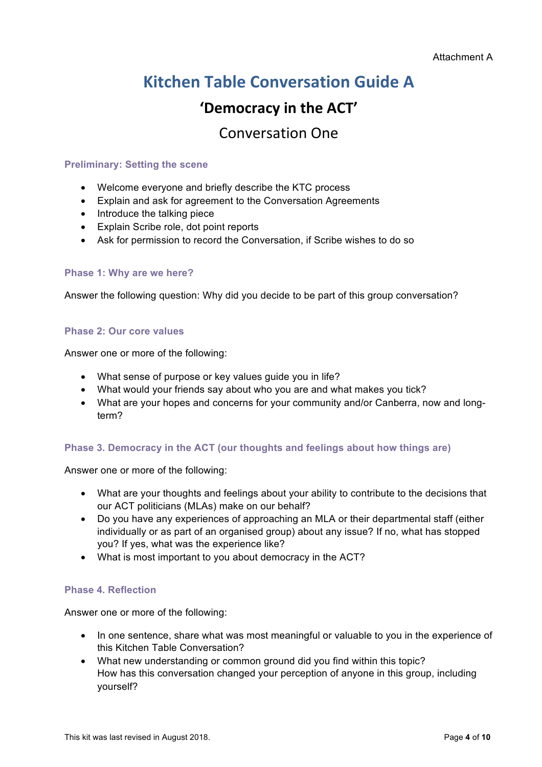Attachment A

# Kitchen Table Conversation Guide A

## 'Democracy in the ACT'

## Conversation One

### Preliminary: Setting the scene

- Welcome everyone and briefly describe the KTC process
- Explain and ask for agreement to the Conversation Agreements
- Introduce the talking piece
- Explain Scribe role, dot point reports
- Ask for permission to record the Conversation, if Scribe wishes to do so

### Phase 1: Why are we here?

Answer the following question: Why did you decide to be part of this group conversation?

### Phase 2: Our core values

Answer one or more of the following:

- What sense of purpose or key values guide you in life?
- What would your friends say about who you are and what makes you tick?
- What are your hopes and concerns for your community and/or Canberra, now and long-term?

### Phase 3. Democracy in the ACT (our thoughts and feelings about how things are)

Answer one or more of the following:

- What are your thoughts and feelings about your ability to contribute to the decisions that our ACT politicians (MLAs) make on our behalf?
- Do you have any experiences of approaching an MLA or their departmental staff (either individually or as part of an organised group) about any issue? If no, what has stopped you? If yes, what was the experience like?
- What is most important to you about democracy in the ACT?

### Phase 4. Reflection

Answer one or more of the following:

- In one sentence, share what was most meaningful or valuable to you in the experience of this Kitchen Table Conversation?
- What new understanding or common ground did you find within this topic?
  How has this conversation changed your perception of anyone in this group, including yourself?

This kit was last revised in August 2018.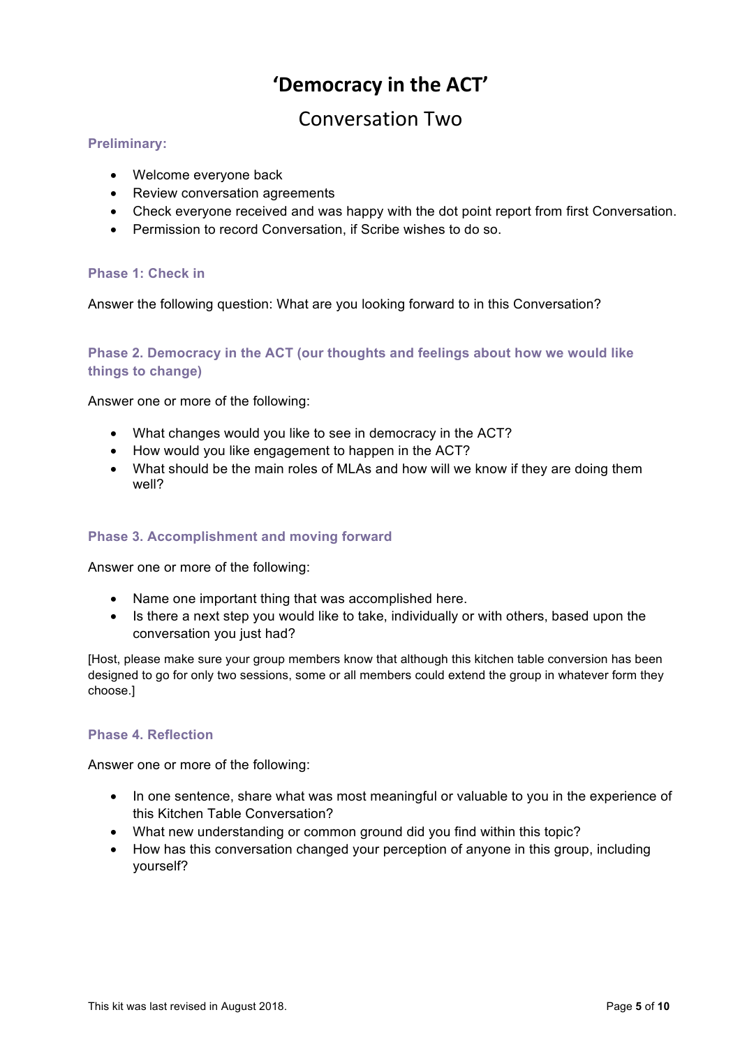# 'Democracy in the ACT'

## Conversation Two

### Preliminary:

- Welcome everyone back
- Review conversation agreements
- Check everyone received and was happy with the dot point report from first Conversation.
- Permission to record Conversation, if Scribe wishes to do so.

### Phase 1: Check in

Answer the following question: What are you looking forward to in this Conversation?

### Phase 2. Democracy in the ACT (our thoughts and feelings about how we would like things to change)

Answer one or more of the following:

- What changes would you like to see in democracy in the ACT?
- How would you like engagement to happen in the ACT?
- What should be the main roles of MLAs and how will we know if they are doing them well?

### Phase 3. Accomplishment and moving forward

Answer one or more of the following:

- Name one important thing that was accomplished here.
- Is there a next step you would like to take, individually or with others, based upon the conversation you just had?

[Host, please make sure your group members know that although this kitchen table conversion has been designed to go for only two sessions, some or all members could extend the group in whatever form they choose.]

### Phase 4. Reflection

Answer one or more of the following:

- In one sentence, share what was most meaningful or valuable to you in the experience of this Kitchen Table Conversation?
- What new understanding or common ground did you find within this topic?
- How has this conversation changed your perception of anyone in this group, including yourself?

This kit was last revised in August 2018.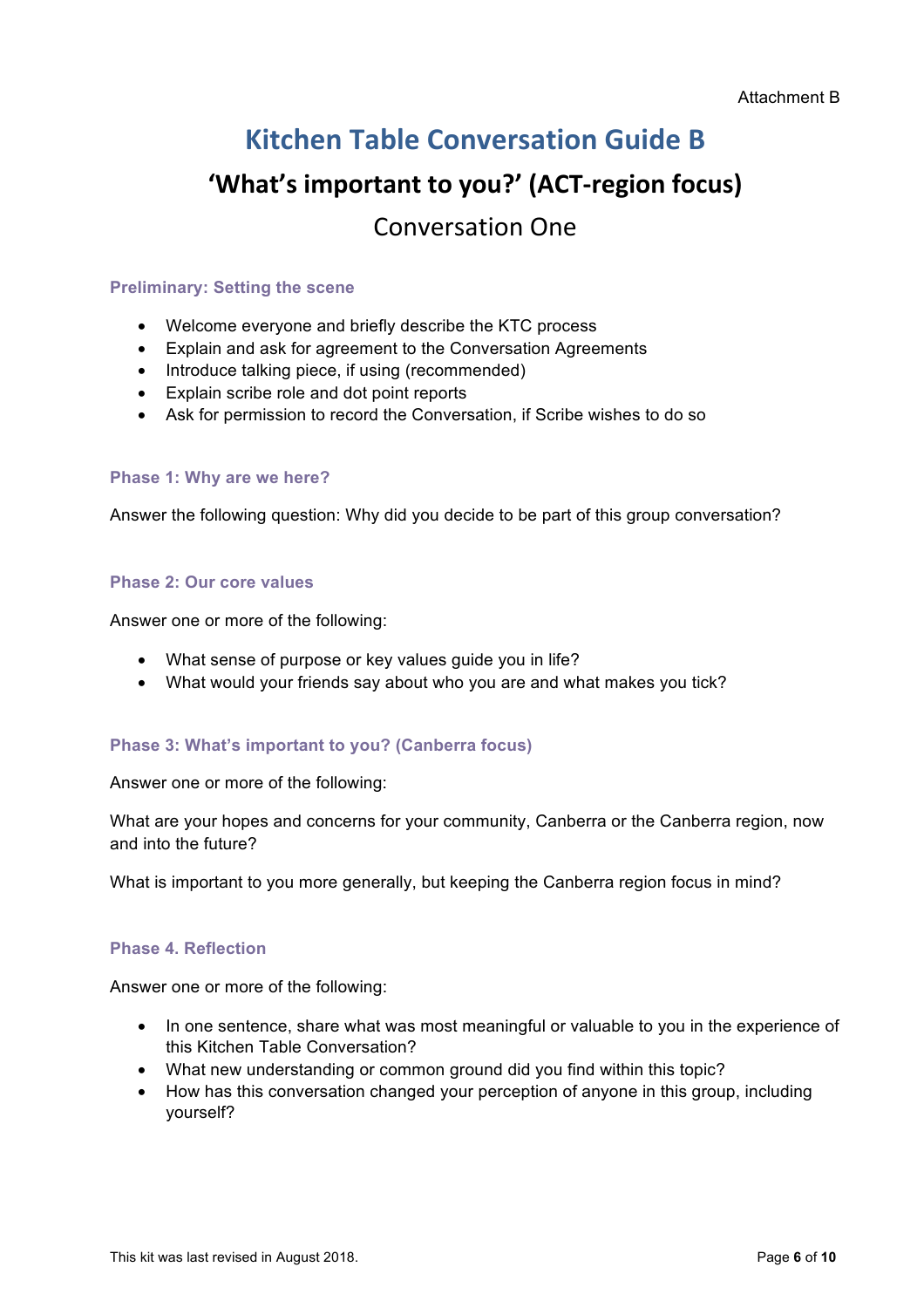Attachment B

# Kitchen Table Conversation Guide B

## 'What's important to you?' (ACT-region focus)

### Conversation One

#### Preliminary: Setting the scene

- Welcome everyone and briefly describe the KTC process
- Explain and ask for agreement to the Conversation Agreements
- Introduce talking piece, if using (recommended)
- Explain scribe role and dot point reports
- Ask for permission to record the Conversation, if Scribe wishes to do so

#### Phase 1: Why are we here?

Answer the following question: Why did you decide to be part of this group conversation?

#### Phase 2: Our core values

Answer one or more of the following:

- What sense of purpose or key values guide you in life?
- What would your friends say about who you are and what makes you tick?

#### Phase 3: What's important to you? (Canberra focus)

Answer one or more of the following:

What are your hopes and concerns for your community, Canberra or the Canberra region, now and into the future?

What is important to you more generally, but keeping the Canberra region focus in mind?

#### Phase 4. Reflection

Answer one or more of the following:

- In one sentence, share what was most meaningful or valuable to you in the experience of this Kitchen Table Conversation?
- What new understanding or common ground did you find within this topic?
- How has this conversation changed your perception of anyone in this group, including yourself?

This kit was last revised in August 2018.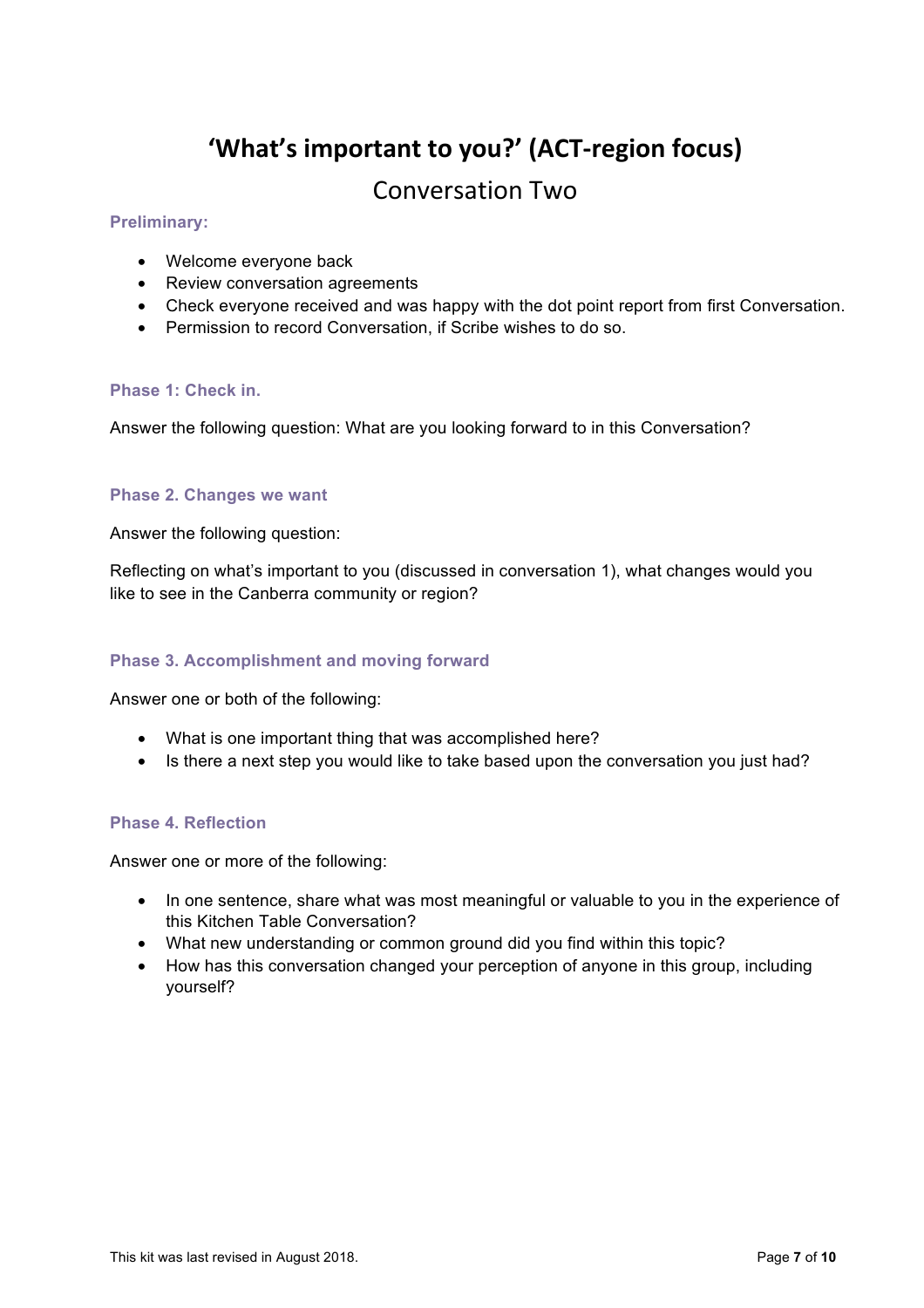# 'What's important to you?' (ACT-region focus)

## Conversation Two

### Preliminary:

- Welcome everyone back
- Review conversation agreements
- Check everyone received and was happy with the dot point report from first Conversation.
- Permission to record Conversation, if Scribe wishes to do so.

### Phase 1: Check in.

Answer the following question: What are you looking forward to in this Conversation?

### Phase 2. Changes we want

Answer the following question:

Reflecting on what's important to you (discussed in conversation 1), what changes would you like to see in the Canberra community or region?

### Phase 3. Accomplishment and moving forward

Answer one or both of the following:

- What is one important thing that was accomplished here?
- Is there a next step you would like to take based upon the conversation you just had?

### Phase 4. Reflection

Answer one or more of the following:

- In one sentence, share what was most meaningful or valuable to you in the experience of this Kitchen Table Conversation?
- What new understanding or common ground did you find within this topic?
- How has this conversation changed your perception of anyone in this group, including yourself?

This kit was last revised in August 2018.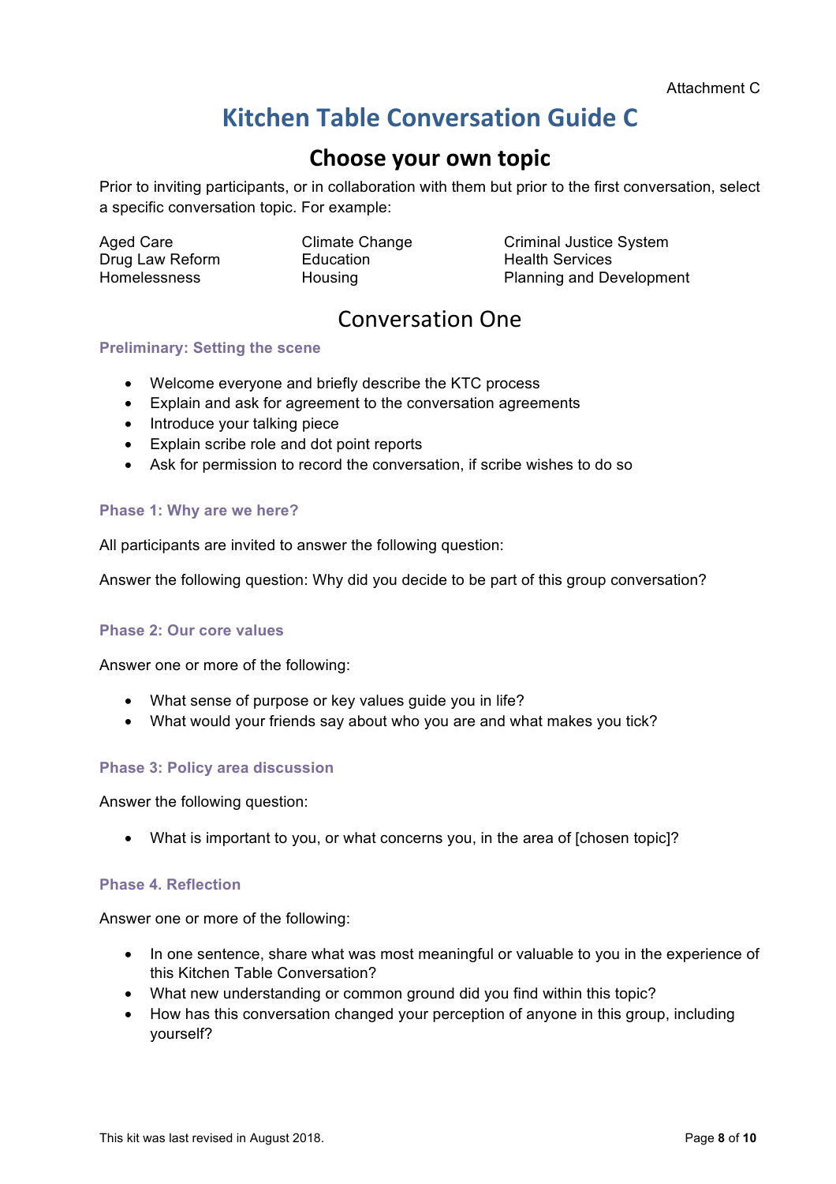Attachment C

# Kitchen Table Conversation Guide C

## Choose your own topic

Prior to inviting participants, or in collaboration with them but prior to the first conversation, select a specific conversation topic. For example:

| | | |
|---|---|---|
| Aged Care | Climate Change | Criminal Justice System |
| Drug Law Reform | Education | Health Services |
| Homelessness | Housing | Planning and Development |

## Conversation One

### Preliminary: Setting the scene

- Welcome everyone and briefly describe the KTC process
- Explain and ask for agreement to the conversation agreements
- Introduce your talking piece
- Explain scribe role and dot point reports
- Ask for permission to record the conversation, if scribe wishes to do so

### Phase 1: Why are we here?

All participants are invited to answer the following question:

Answer the following question: Why did you decide to be part of this group conversation?

### Phase 2: Our core values

Answer one or more of the following:

- What sense of purpose or key values guide you in life?
- What would your friends say about who you are and what makes you tick?

### Phase 3: Policy area discussion

Answer the following question:

- What is important to you, or what concerns you, in the area of [chosen topic]?

### Phase 4. Reflection

Answer one or more of the following:

- In one sentence, share what was most meaningful or valuable to you in the experience of this Kitchen Table Conversation?
- What new understanding or common ground did you find within this topic?
- How has this conversation changed your perception of anyone in this group, including yourself?

This kit was last revised in August 2018.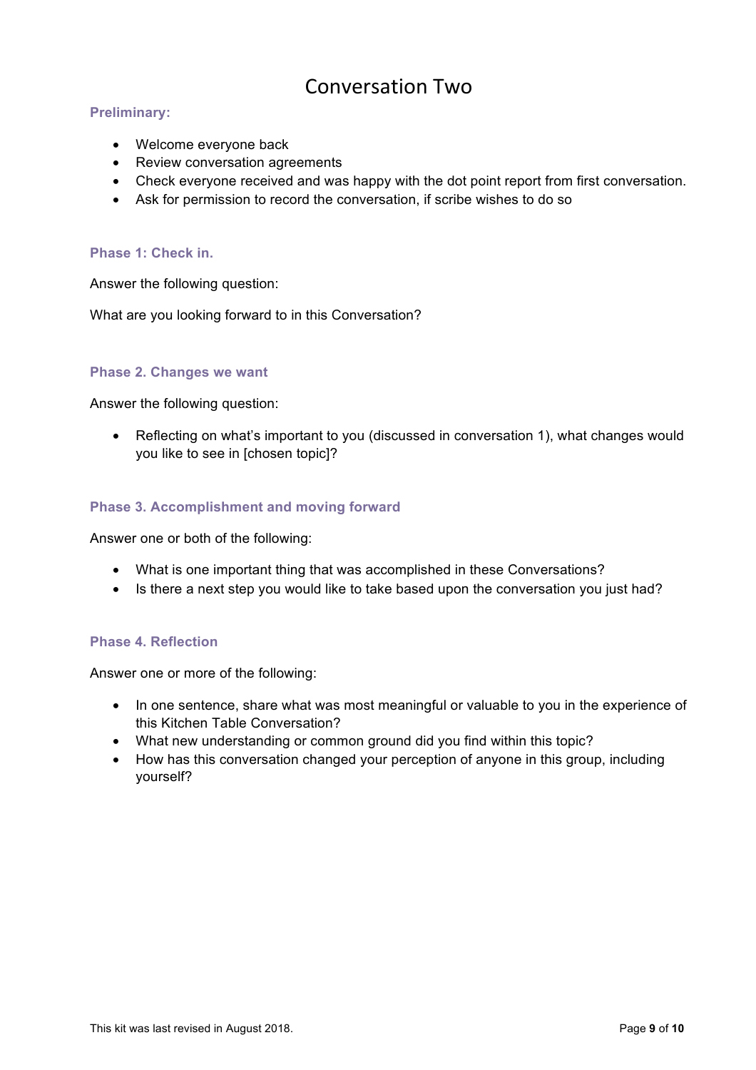# Conversation Two

### Preliminary:

- Welcome everyone back
- Review conversation agreements
- Check everyone received and was happy with the dot point report from first conversation.
- Ask for permission to record the conversation, if scribe wishes to do so

### Phase 1: Check in.

Answer the following question:

What are you looking forward to in this Conversation?

### Phase 2. Changes we want

Answer the following question:

- Reflecting on what's important to you (discussed in conversation 1), what changes would you like to see in [chosen topic]?

### Phase 3. Accomplishment and moving forward

Answer one or both of the following:

- What is one important thing that was accomplished in these Conversations?
- Is there a next step you would like to take based upon the conversation you just had?

### Phase 4. Reflection

Answer one or more of the following:

- In one sentence, share what was most meaningful or valuable to you in the experience of this Kitchen Table Conversation?
- What new understanding or common ground did you find within this topic?
- How has this conversation changed your perception of anyone in this group, including yourself?

This kit was last revised in August 2018.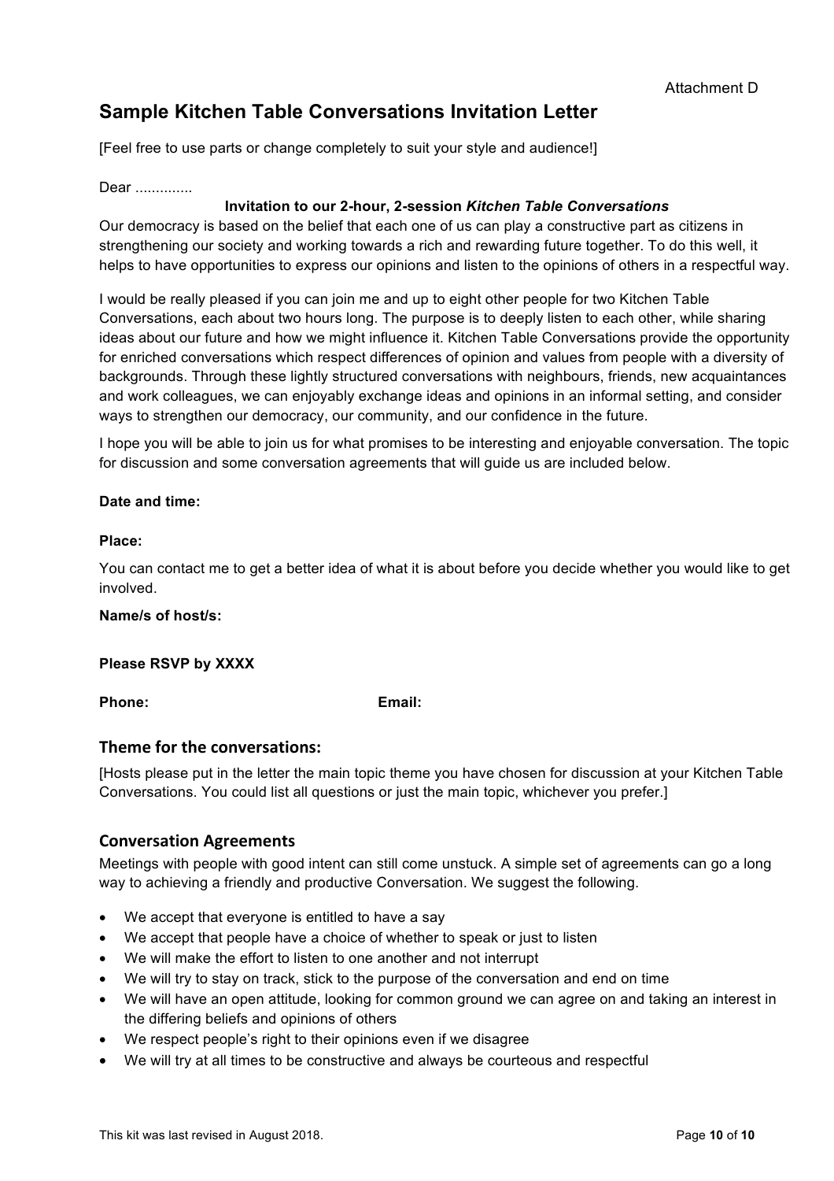Attachment D

# Sample Kitchen Table Conversations Invitation Letter

[Feel free to use parts or change completely to suit your style and audience!]

Dear ..............

**Invitation to our 2-hour, 2-session *Kitchen Table Conversations***

Our democracy is based on the belief that each one of us can play a constructive part as citizens in strengthening our society and working towards a rich and rewarding future together. To do this well, it helps to have opportunities to express our opinions and listen to the opinions of others in a respectful way.

I would be really pleased if you can join me and up to eight other people for two Kitchen Table Conversations, each about two hours long. The purpose is to deeply listen to each other, while sharing ideas about our future and how we might influence it. Kitchen Table Conversations provide the opportunity for enriched conversations which respect differences of opinion and values from people with a diversity of backgrounds. Through these lightly structured conversations with neighbours, friends, new acquaintances and work colleagues, we can enjoyably exchange ideas and opinions in an informal setting, and consider ways to strengthen our democracy, our community, and our confidence in the future.

I hope you will be able to join us for what promises to be interesting and enjoyable conversation. The topic for discussion and some conversation agreements that will guide us are included below.

**Date and time:**

**Place:**

You can contact me to get a better idea of what it is about before you decide whether you would like to get involved.

**Name/s of host/s:**

**Please RSVP by XXXX**

**Phone:** **Email:**

## Theme for the conversations:

[Hosts please put in the letter the main topic theme you have chosen for discussion at your Kitchen Table Conversations. You could list all questions or just the main topic, whichever you prefer.]

## Conversation Agreements

Meetings with people with good intent can still come unstuck. A simple set of agreements can go a long way to achieving a friendly and productive Conversation. We suggest the following.

- We accept that everyone is entitled to have a say
- We accept that people have a choice of whether to speak or just to listen
- We will make the effort to listen to one another and not interrupt
- We will try to stay on track, stick to the purpose of the conversation and end on time
- We will have an open attitude, looking for common ground we can agree on and taking an interest in the differing beliefs and opinions of others
- We respect people's right to their opinions even if we disagree
- We will try at all times to be constructive and always be courteous and respectful

This kit was last revised in August 2018.